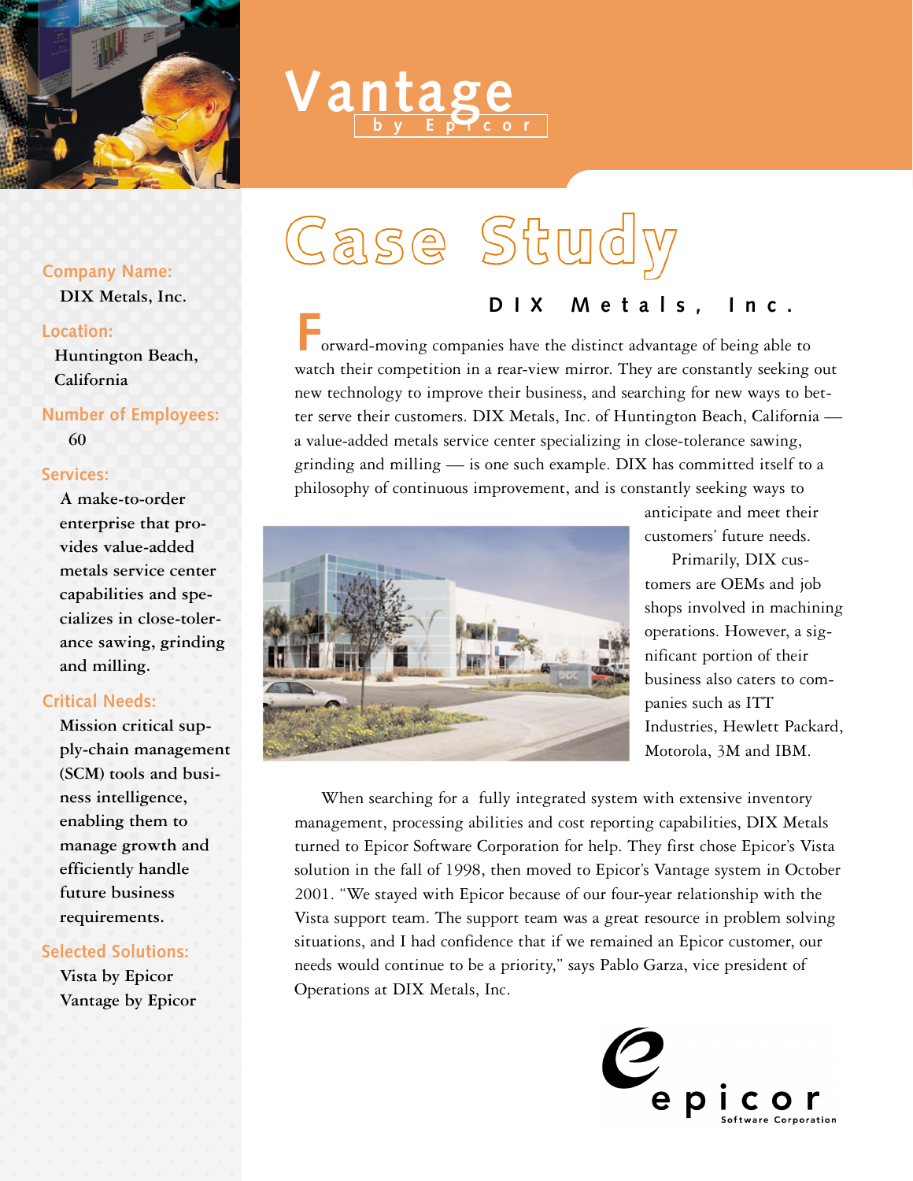# Vantage

by Epicor

# Case Study

**Company Name:**
DIX Metals, Inc.

**Location:**
Huntington Beach, California

**Number of Employees:**
60

**Services:**
A make-to-order enterprise that provides value-added metals service center capabilities and specializes in close-tolerance sawing, grinding and milling.

**Critical Needs:**
Mission critical supply-chain management (SCM) tools and business intelligence, enabling them to manage growth and efficiently handle future business requirements.

**Selected Solutions:**
Vista by Epicor
Vantage by Epicor

## DIX Metals, Inc.

Forward-moving companies have the distinct advantage of being able to watch their competition in a rear-view mirror. They are constantly seeking out new technology to improve their business, and searching for new ways to better serve their customers. DIX Metals, Inc. of Huntington Beach, California — a value-added metals service center specializing in close-tolerance sawing, grinding and milling — is one such example. DIX has committed itself to a philosophy of continuous improvement, and is constantly seeking ways to anticipate and meet their customers' future needs.

Primarily, DIX customers are OEMs and job shops involved in machining operations. However, a significant portion of their business also caters to companies such as ITT Industries, Hewlett Packard, Motorola, 3M and IBM.

When searching for a fully integrated system with extensive inventory management, processing abilities and cost reporting capabilities, DIX Metals turned to Epicor Software Corporation for help. They first chose Epicor's Vista solution in the fall of 1998, then moved to Epicor's Vantage system in October 2001. "We stayed with Epicor because of our four-year relationship with the Vista support team. The support team was a great resource in problem solving situations, and I had confidence that if we remained an Epicor customer, our needs would continue to be a priority," says Pablo Garza, vice president of Operations at DIX Metals, Inc.

epicor
Software Corporation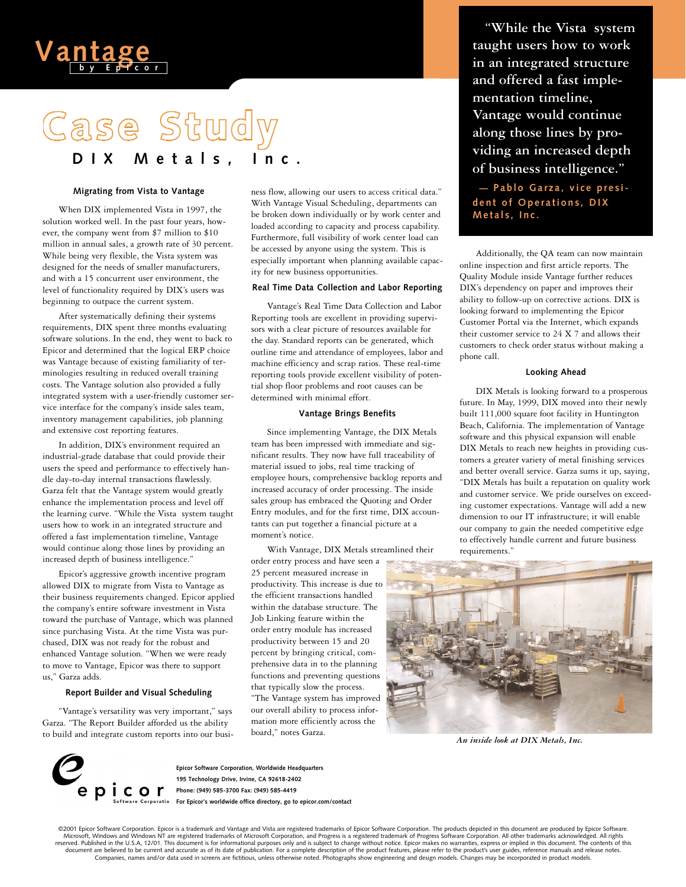# Vantage

by Epicor

# Case Study

## DIX Metals, Inc.

> "While the Vista system taught users how to work in an integrated structure and offered a fast implementation timeline, Vantage would continue along those lines by providing an increased depth of business intelligence."
>
> **— Pablo Garza, vice president of Operations, DIX Metals, Inc.**

### Migrating from Vista to Vantage

When DIX implemented Vista in 1997, the solution worked well. In the past four years, however, the company went from $7 million to $10 million in annual sales, a growth rate of 30 percent. While being very flexible, the Vista system was designed for the needs of smaller manufacturers, and with a 15 concurrent user environment, the level of functionality required by DIX's users was beginning to outpace the current system.

After systematically defining their systems requirements, DIX spent three months evaluating software solutions. In the end, they went to back to Epicor and determined that the logical ERP choice was Vantage because of existing familiarity of terminologies resulting in reduced overall training costs. The Vantage solution also provided a fully integrated system with a user-friendly customer service interface for the company's inside sales team, inventory management capabilities, job planning and extensive cost reporting features.

In addition, DIX's environment required an industrial-grade database that could provide their users the speed and performance to effectively handle day-to-day internal transactions flawlessly. Garza felt that the Vantage system would greatly enhance the implementation process and level off the learning curve. "While the Vista system taught users how to work in an integrated structure and offered a fast implementation timeline, Vantage would continue along those lines by providing an increased depth of business intelligence."

Epicor's aggressive growth incentive program allowed DIX to migrate from Vista to Vantage as their business requirements changed. Epicor applied the company's entire software investment in Vista toward the purchase of Vantage, which was planned since purchasing Vista. At the time Vista was purchased, DIX was not ready for the robust and enhanced Vantage solution. "When we were ready to move to Vantage, Epicor was there to support us," Garza adds.

### Report Builder and Visual Scheduling

"Vantage's versatility was very important," says Garza. "The Report Builder afforded us the ability to build and integrate custom reports into our business flow, allowing our users to access critical data." With Vantage Visual Scheduling, departments can be broken down individually or by work center and loaded according to capacity and process capability. Furthermore, full visibility of work center load can be accessed by anyone using the system. This is especially important when planning available capacity for new business opportunities.

### Real Time Data Collection and Labor Reporting

Vantage's Real Time Data Collection and Labor Reporting tools are excellent in providing supervisors with a clear picture of resources available for the day. Standard reports can be generated, which outline time and attendance of employees, labor and machine efficiency and scrap ratios. These real-time reporting tools provide excellent visibility of potential shop floor problems and root causes can be determined with minimal effort.

### Vantage Brings Benefits

Since implementing Vantage, the DIX Metals team has been impressed with immediate and significant results. They now have full traceability of material issued to jobs, real time tracking of employee hours, comprehensive backlog reports and increased accuracy of order processing. The inside sales group has embraced the Quoting and Order Entry modules, and for the first time, DIX accountants can put together a financial picture at a moment's notice.

With Vantage, DIX Metals streamlined their order entry process and have seen a 25 percent measured increase in productivity. This increase is due to the efficient transactions handled within the database structure. The Job Linking feature within the order entry module has increased productivity between 15 and 20 percent by bringing critical, comprehensive data in to the planning functions and preventing questions that typically slow the process. "The Vantage system has improved our overall ability to process information more efficiently across the board," notes Garza.

Additionally, the QA team can now maintain online inspection and first article reports. The Quality Module inside Vantage further reduces DIX's dependency on paper and improves their ability to follow-up on corrective actions. DIX is looking forward to implementing the Epicor Customer Portal via the Internet, which expands their customer service to 24 X 7 and allows their customers to check order status without making a phone call.

### Looking Ahead

DIX Metals is looking forward to a prosperous future. In May, 1999, DIX moved into their newly built 111,000 square foot facility in Huntington Beach, California. The implementation of Vantage software and this physical expansion will enable DIX Metals to reach new heights in providing customers a greater variety of metal finishing services and better overall service. Garza sums it up, saying, "DIX Metals has built a reputation on quality work and customer service. We pride ourselves on exceeding customer expectations. Vantage will add a new dimension to our IT infrastructure; it will enable our company to gain the needed competitive edge to effectively handle current and future business requirements."

*An inside look at DIX Metals, Inc.*

**Epicor Software Corporation, Worldwide Headquarters**
**195 Technology Drive, Irvine, CA 92618-2402**
**Phone: (949) 585-3700 Fax: (949) 585-4419**
**For Epicor's worldwide office directory, go to epicor.com/contact**

©2001 Epicor Software Corporation. Epicor is a trademark and Vantage and Vista are registered trademarks of Epicor Software Corporation. The products depicted in this document are produced by Epicor Software. Microsoft, Windows and Windows NT are registered trademarks of Microsoft Corporation, and Progress is a registered trademark of Progress Software Corporation. All other trademarks acknowledged. All rights reserved. Published in the U.S.A, 12/01. This document is for informational purposes only and is subject to change without notice. Epicor makes no warranties, express or implied in this document. The contents of this document are believed to be current and accurate as of its date of publication. For a complete description of the product features, please refer to the product's user guides, reference manuals and release notes. Companies, names and/or data used in screens are fictitious, unless otherwise noted. Photographs show engineering and design models. Changes may be incorporated in product models.